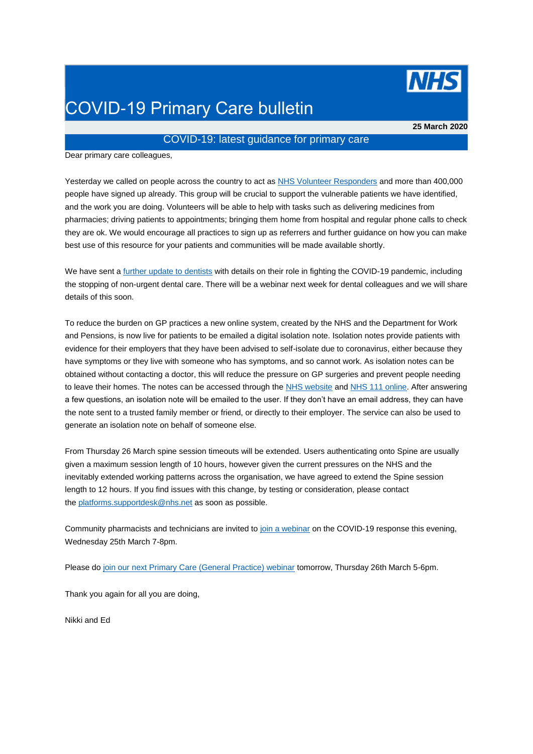# COVID-19 Primary Care bulletin

**25 March 2020**

## COVID-19: latest guidance for primary care

Dear primary care colleagues,

Yesterday we called on people across the country to act as NHS Volunteer Responders and more than 400,000 people have signed up already. This group will be crucial to support the vulnerable patients we have identified, and the work you are doing. Volunteers will be able to help with tasks such as delivering medicines from pharmacies; driving patients to appointments; bringing them home from hospital and regular phone calls to check they are ok. We would encourage all practices to sign up as referrers and further guidance on how you can make best use of this resource for your patients and communities will be made available shortly.

We have sent a further update to dentists with details on their role in fighting the COVID-19 pandemic, including the stopping of non-urgent dental care. There will be a webinar next week for dental colleagues and we will share details of this soon.

To reduce the burden on GP practices a new online system, created by the NHS and the Department for Work and Pensions, is now live for patients to be emailed a digital isolation note. Isolation notes provide patients with evidence for their employers that they have been advised to self-isolate due to coronavirus, either because they have symptoms or they live with someone who has symptoms, and so cannot work. As isolation notes can be obtained without contacting a doctor, this will reduce the pressure on GP surgeries and prevent people needing to leave their homes. The notes can be accessed through the NHS website and NHS 111 online. After answering a few questions, an isolation note will be emailed to the user. If they don't have an email address, they can have the note sent to a trusted family member or friend, or directly to their employer. The service can also be used to generate an isolation note on behalf of someone else.

From Thursday 26 March spine session timeouts will be extended. Users authenticating onto Spine are usually given a maximum session length of 10 hours, however given the current pressures on the NHS and the inevitably extended working patterns across the organisation, we have agreed to extend the Spine session length to 12 hours. If you find issues with this change, by testing or consideration, please contact the platforms.supportdesk@nhs.net as soon as possible.

Community pharmacists and technicians are invited to join a webinar on the COVID-19 response this evening, Wednesday 25th March 7-8pm.

Please do join our next Primary Care (General Practice) webinar tomorrow, Thursday 26th March 5-6pm.

Thank you again for all you are doing,

Nikki and Ed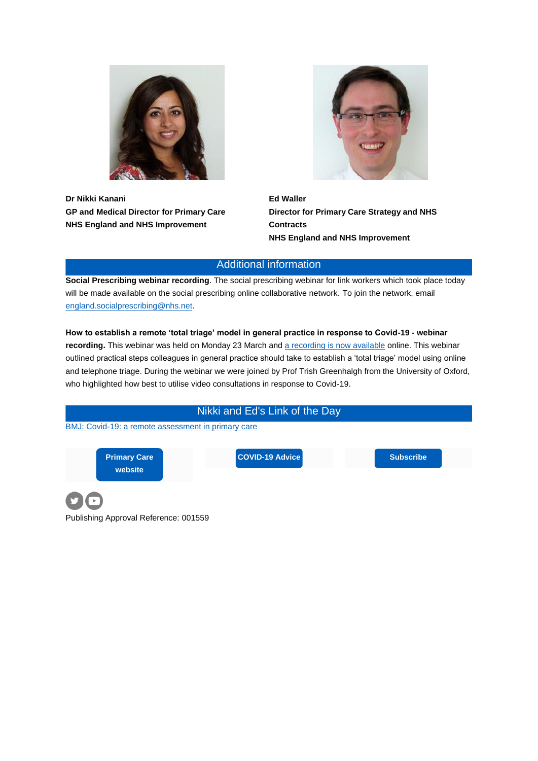**Dr Nikki Kanani**
**GP and Medical Director for Primary Care**
**NHS England and NHS Improvement**

**Ed Waller**
**Director for Primary Care Strategy and NHS Contracts**
**NHS England and NHS Improvement**

## Additional information

**Social Prescribing webinar recording**. The social prescribing webinar for link workers which took place today will be made available on the social prescribing online collaborative network. To join the network, email england.socialprescribing@nhs.net.

**How to establish a remote 'total triage' model in general practice in response to Covid-19 - webinar recording.** This webinar was held on Monday 23 March and a recording is now available online. This webinar outlined practical steps colleagues in general practice should take to establish a 'total triage' model using online and telephone triage. During the webinar we were joined by Prof Trish Greenhalgh from the University of Oxford, who highlighted how best to utilise video consultations in response to Covid-19.

## Nikki and Ed's Link of the Day

BMJ: Covid-19: a remote assessment in primary care

**Primary Care website** | **COVID-19 Advice** | **Subscribe**

Publishing Approval Reference: 001559